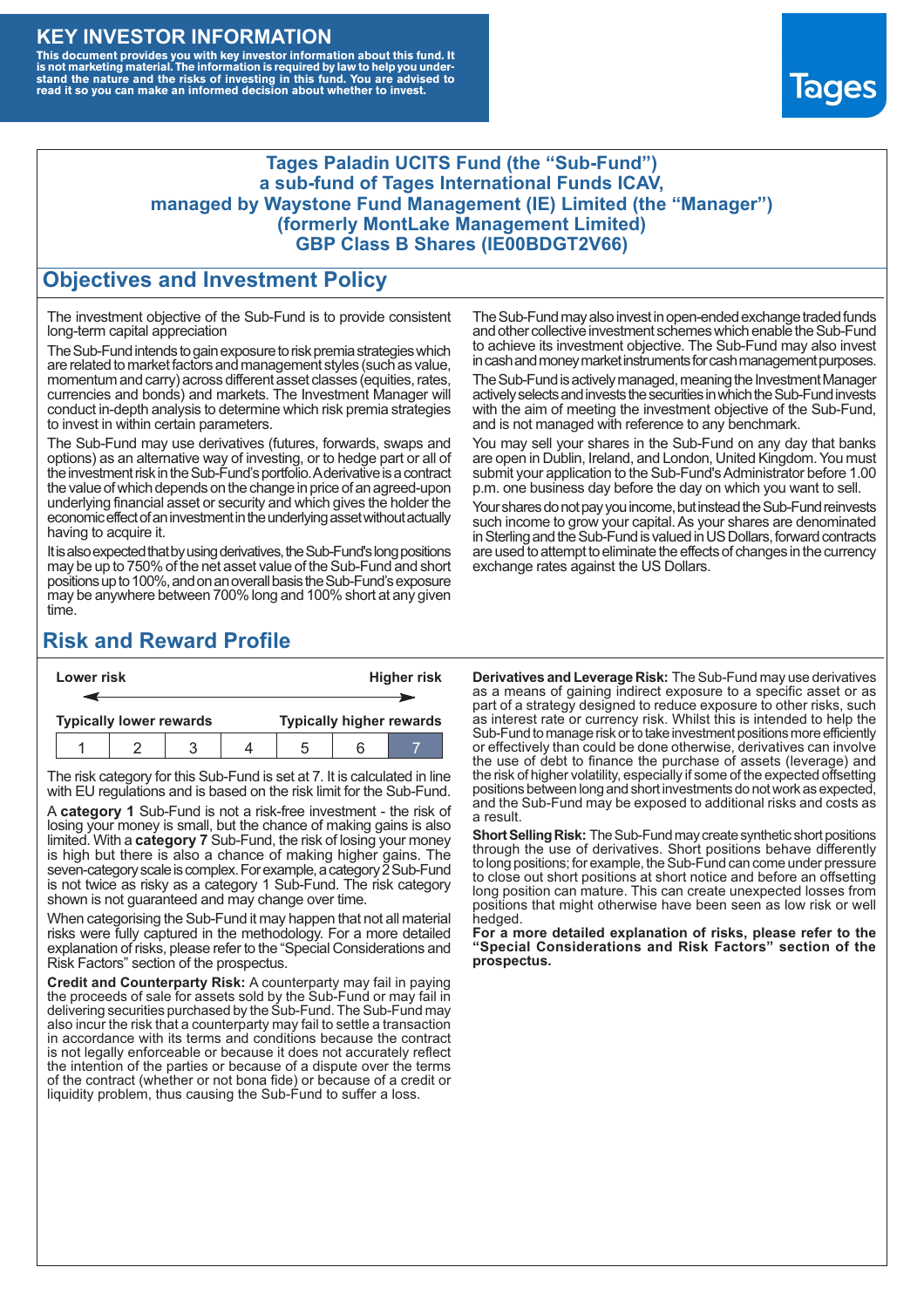# KEY INVESTOR INFORMATION

**This document provides you with key investor information about this fund. It is not marketing material. The information is required by law to help you understand the nature and the risks of investing in this fund. You are advised to read it so you can make an informed decision about whether to invest.**

Tages

**Tages Paladin UCITS Fund (the "Sub-Fund")**
**a sub-fund of Tages International Funds ICAV,**
**managed by Waystone Fund Management (IE) Limited (the "Manager")**
**(formerly MontLake Management Limited)**
**GBP Class B Shares (IE00BDGT2V66)**

## Objectives and Investment Policy

The investment objective of the Sub-Fund is to provide consistent long-term capital appreciation

The Sub-Fund intends to gain exposure to risk premia strategies which are related to market factors and management styles (such as value, momentum and carry) across different asset classes (equities, rates, currencies and bonds) and markets. The Investment Manager will conduct in-depth analysis to determine which risk premia strategies to invest in within certain parameters.

The Sub-Fund may use derivatives (futures, forwards, swaps and options) as an alternative way of investing, or to hedge part or all of the investment risk in the Sub-Fund's portfolio. A derivative is a contract the value of which depends on the change in price of an agreed-upon underlying financial asset or security and which gives the holder the economic effect of an investment in the underlying asset without actually having to acquire it.

It is also expected that by using derivatives, the Sub-Fund's long positions may be up to 750% of the net asset value of the Sub-Fund and short positions up to 100%, and on an overall basis the Sub-Fund's exposure may be anywhere between 700% long and 100% short at any given time.

The Sub-Fund may also invest in open-ended exchange traded funds and other collective investment schemes which enable the Sub-Fund to achieve its investment objective. The Sub-Fund may also invest in cash and money market instruments for cash management purposes.

The Sub-Fund is actively managed, meaning the Investment Manager actively selects and invests the securities in which the Sub-Fund invests with the aim of meeting the investment objective of the Sub-Fund, and is not managed with reference to any benchmark.

You may sell your shares in the Sub-Fund on any day that banks are open in Dublin, Ireland, and London, United Kingdom. You must submit your application to the Sub-Fund's Administrator before 1.00 p.m. one business day before the day on which you want to sell.

Your shares do not pay you income, but instead the Sub-Fund reinvests such income to grow your capital. As your shares are denominated in Sterling and the Sub-Fund is valued in US Dollars, forward contracts are used to attempt to eliminate the effects of changes in the currency exchange rates against the US Dollars.

## Risk and Reward Profile

| **Lower risk** | | | | | | **Higher risk** |
|---|---|---|---|---|---|---|
| **Typically lower rewards** | | | | | | **Typically higher rewards** |
| 1 | 2 | 3 | 4 | 5 | 6 | 7 |

The risk category for this Sub-Fund is set at 7. It is calculated in line with EU regulations and is based on the risk limit for the Sub-Fund.

A **category 1** Sub-Fund is not a risk-free investment - the risk of losing your money is small, but the chance of making gains is also limited. With a **category 7** Sub-Fund, the risk of losing your money is high but there is also a chance of making higher gains. The seven-category scale is complex. For example, a category 2 Sub-Fund is not twice as risky as a category 1 Sub-Fund. The risk category shown is not guaranteed and may change over time.

When categorising the Sub-Fund it may happen that not all material risks were fully captured in the methodology. For a more detailed explanation of risks, please refer to the "Special Considerations and Risk Factors" section of the prospectus.

**Credit and Counterparty Risk:** A counterparty may fail in paying the proceeds of sale for assets sold by the Sub-Fund or may fail in delivering securities purchased by the Sub-Fund. The Sub-Fund may also incur the risk that a counterparty may fail to settle a transaction in accordance with its terms and conditions because the contract is not legally enforceable or because it does not accurately reflect the intention of the parties or because of a dispute over the terms of the contract (whether or not bona fide) or because of a credit or liquidity problem, thus causing the Sub-Fund to suffer a loss.

**Derivatives and Leverage Risk:** The Sub-Fund may use derivatives as a means of gaining indirect exposure to a specific asset or as part of a strategy designed to reduce exposure to other risks, such as interest rate or currency risk. Whilst this is intended to help the Sub-Fund to manage risk or to take investment positions more efficiently or effectively than could be done otherwise, derivatives can involve the use of debt to finance the purchase of assets (leverage) and the risk of higher volatility, especially if some of the expected offsetting positions between long and short investments do not work as expected, and the Sub-Fund may be exposed to additional risks and costs as a result.

**Short Selling Risk:** The Sub-Fund may create synthetic short positions through the use of derivatives. Short positions behave differently to long positions; for example, the Sub-Fund can come under pressure to close out short positions at short notice and before an offsetting long position can mature. This can create unexpected losses from positions that might otherwise have been seen as low risk or well hedged.

**For a more detailed explanation of risks, please refer to the "Special Considerations and Risk Factors" section of the prospectus.**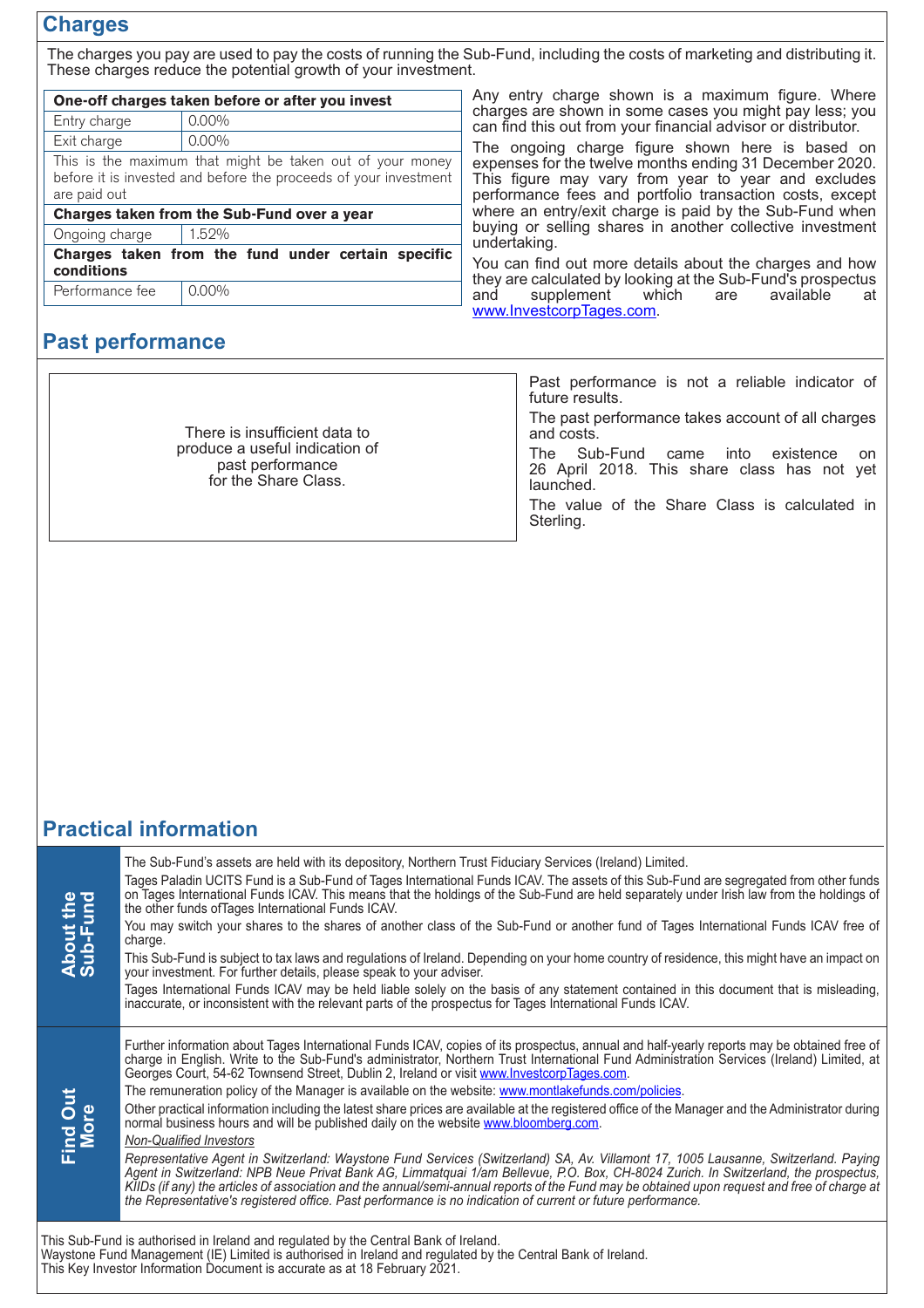## Charges

The charges you pay are used to pay the costs of running the Sub-Fund, including the costs of marketing and distributing it. These charges reduce the potential growth of your investment.

| One-off charges taken before or after you invest | |
|---|---|
| Entry charge | 0.00% |
| Exit charge | 0.00% |
| This is the maximum that might be taken out of your money before it is invested and before the proceeds of your investment are paid out | |
| **Charges taken from the Sub-Fund over a year** | |
| Ongoing charge | 1.52% |
| **Charges taken from the fund under certain specific conditions** | |
| Performance fee | 0.00% |

Any entry charge shown is a maximum figure. Where charges are shown in some cases you might pay less; you can find this out from your financial advisor or distributor.

The ongoing charge figure shown here is based on expenses for the twelve months ending 31 December 2020. This figure may vary from year to year and excludes performance fees and portfolio transaction costs, except where an entry/exit charge is paid by the Sub-Fund when buying or selling shares in another collective investment undertaking.

You can find out more details about the charges and how they are calculated by looking at the Sub-Fund's prospectus and supplement which are available at www.InvestcorpTages.com.

## Past performance

There is insufficient data to produce a useful indication of past performance for the Share Class.

Past performance is not a reliable indicator of future results.

The past performance takes account of all charges and costs.

The Sub-Fund came into existence on 26 April 2018. This share class has not yet launched.

The value of the Share Class is calculated in Sterling.

## Practical information

### About the Sub-Fund

The Sub-Fund's assets are held with its depository, Northern Trust Fiduciary Services (Ireland) Limited.

Tages Paladin UCITS Fund is a Sub-Fund of Tages International Funds ICAV. The assets of this Sub-Fund are segregated from other funds on Tages International Funds ICAV. This means that the holdings of the Sub-Fund are held separately under Irish law from the holdings of the other funds ofTages International Funds ICAV.

You may switch your shares to the shares of another class of the Sub-Fund or another fund of Tages International Funds ICAV free of charge.

This Sub-Fund is subject to tax laws and regulations of Ireland. Depending on your home country of residence, this might have an impact on your investment. For further details, please speak to your adviser.

Tages International Funds ICAV may be held liable solely on the basis of any statement contained in this document that is misleading, inaccurate, or inconsistent with the relevant parts of the prospectus for Tages International Funds ICAV.

### Find Out More

Further information about Tages International Funds ICAV, copies of its prospectus, annual and half-yearly reports may be obtained free of charge in English. Write to the Sub-Fund's administrator, Northern Trust International Fund Administration Services (Ireland) Limited, at Georges Court, 54-62 Townsend Street, Dublin 2, Ireland or visit www.InvestcorpTages.com.

The remuneration policy of the Manager is available on the website: www.montlakefunds.com/policies.

Other practical information including the latest share prices are available at the registered office of the Manager and the Administrator during normal business hours and will be published daily on the website www.bloomberg.com.

*Non-Qualified Investors*

*Representative Agent in Switzerland: Waystone Fund Services (Switzerland) SA, Av. Villamont 17, 1005 Lausanne, Switzerland. Paying Agent in Switzerland: NPB Neue Privat Bank AG, Limmatquai 1/am Bellevue, P.O. Box, CH-8024 Zurich. In Switzerland, the prospectus, KIIDs (if any) the articles of association and the annual/semi-annual reports of the Fund may be obtained upon request and free of charge at the Representative's registered office. Past performance is no indication of current or future performance.*

This Sub-Fund is authorised in Ireland and regulated by the Central Bank of Ireland.
Waystone Fund Management (IE) Limited is authorised in Ireland and regulated by the Central Bank of Ireland.
This Key Investor Information Document is accurate as at 18 February 2021.